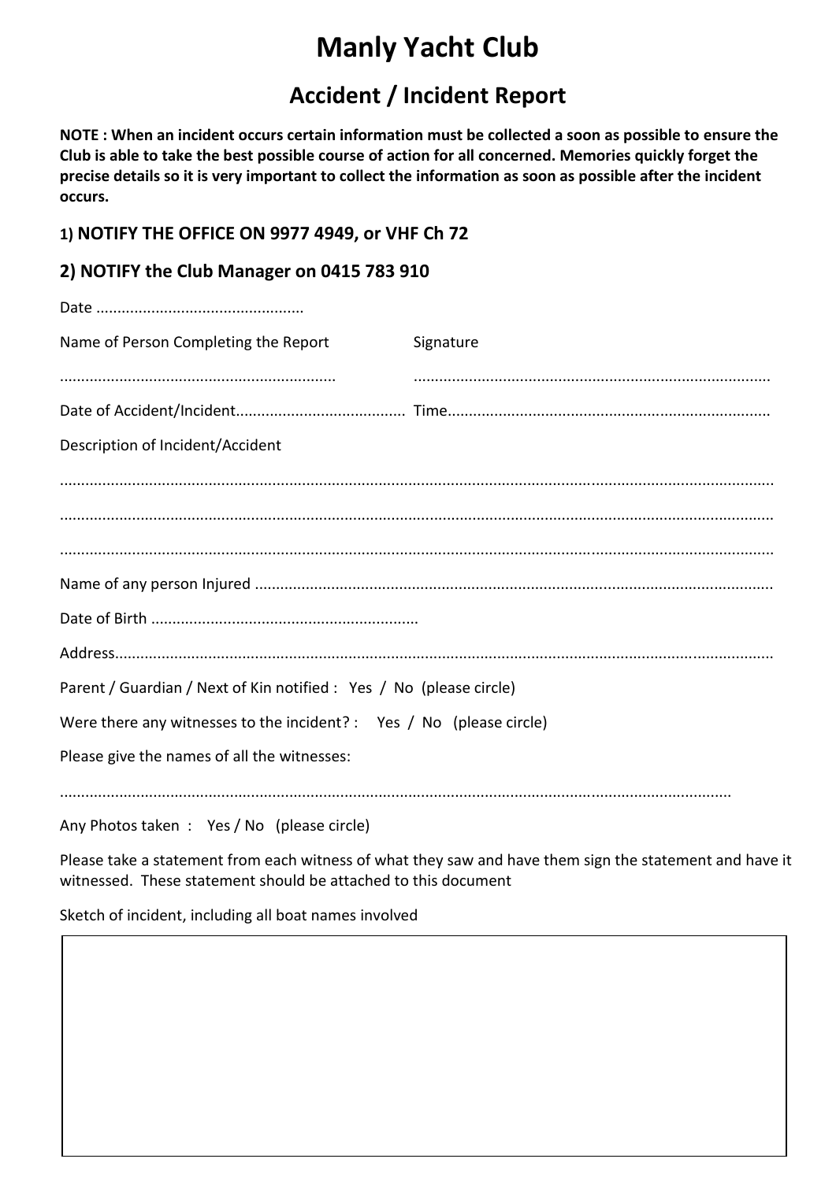# Manly Yacht Club

## Accident / Incident Report

**NOTE : When an incident occurs certain information must be collected a soon as possible to ensure the Club is able to take the best possible course of action for all concerned. Memories quickly forget the precise details so it is very important to collect the information as soon as possible after the incident occurs.**

### 1) NOTIFY THE OFFICE ON 9977 4949, or VHF Ch 72

### 2) NOTIFY the Club Manager on 0415 783 910

Date ................................................

Name of Person Completing the Report    Signature

................................................................    ..................................................................................

Date of Accident/Incident........................................ Time...........................................................................

Description of Incident/Accident

.....................................................................................................................................................

.....................................................................................................................................................

.....................................................................................................................................................

Name of any person Injured .......................................................................................................................

Date of Birth ..............................................................

Address.........................................................................................................................................................

Parent / Guardian / Next of Kin notified : Yes / No (please circle)

Were there any witnesses to the incident? : Yes / No (please circle)

Please give the names of all the witnesses:

..........................................................................................................................................................

Any Photos taken : Yes / No (please circle)

Please take a statement from each witness of what they saw and have them sign the statement and have it witnessed. These statement should be attached to this document

Sketch of incident, including all boat names involved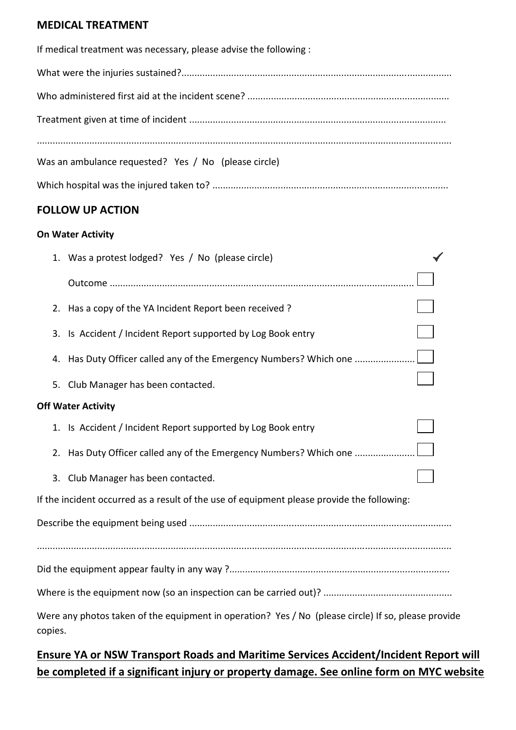## MEDICAL TREATMENT

If medical treatment was necessary, please advise the following :

What were the injuries sustained?......................................................................................................

Who administered first aid at the incident scene? ............................................................................

Treatment given at time of incident .................................................................................................

.........................................................................................................................................................

Was an ambulance requested? Yes / No (please circle)

Which hospital was the injured taken to? .........................................................................................

## FOLLOW UP ACTION

### On Water Activity

| | ✓ |
|---|---|
| 1. Was a protest lodged? Yes / No (please circle) | |
| Outcome .................................................................................................................. | ☐ |
| 2. Has a copy of the YA Incident Report been received ? | ☐ |
| 3. Is Accident / Incident Report supported by Log Book entry | ☐ |
| 4. Has Duty Officer called any of the Emergency Numbers? Which one ...................... | ☐ |
| 5. Club Manager has been contacted. | ☐ |

### Off Water Activity

| | |
|---|---|
| 1. Is Accident / Incident Report supported by Log Book entry | ☐ |
| 2. Has Duty Officer called any of the Emergency Numbers? Which one ...................... | ☐ |
| 3. Club Manager has been contacted. | ☐ |

If the incident occurred as a result of the use of equipment please provide the following:

Describe the equipment being used ...................................................................................................

.........................................................................................................................................................

Did the equipment appear faulty in any ?...................................................................................

Where is the equipment now (so an inspection can be carried out)? ................................................

Were any photos taken of the equipment in operation? Yes / No (please circle) If so, please provide copies.

**<u>Ensure YA or NSW Transport Roads and Maritime Services Accident/Incident Report will be completed if a significant injury or property damage. See online form on MYC website</u>**